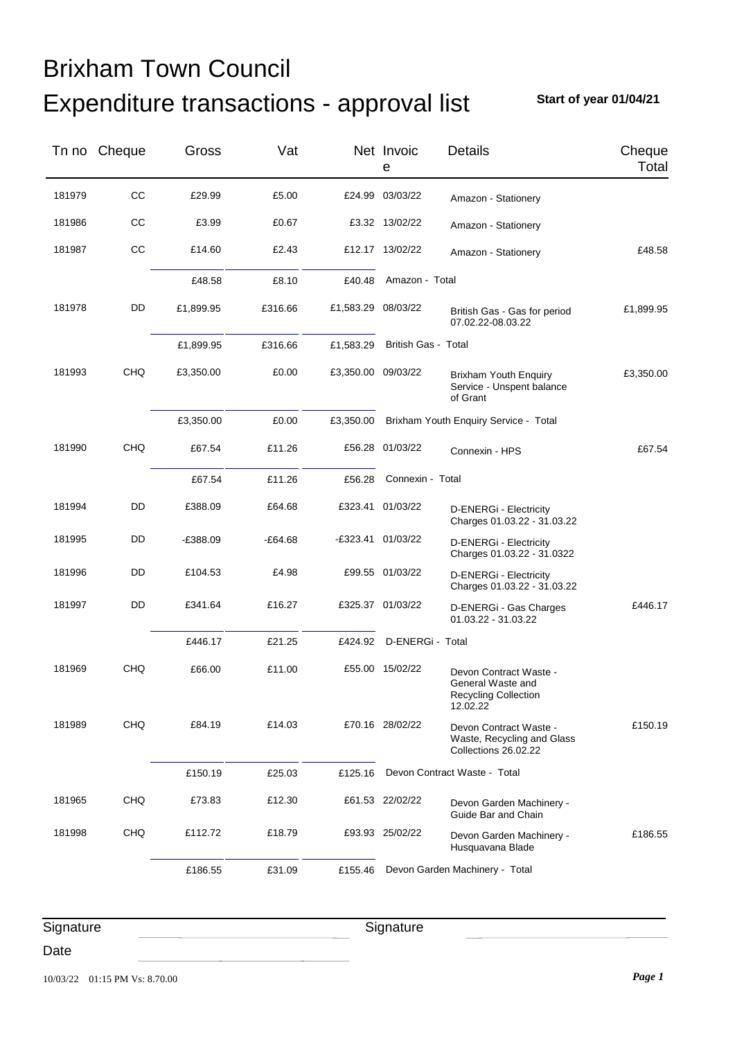# Brixham Town Council

## Expenditure transactions - approval list

**Start of year 01/04/21**

| Tn no | Cheque | Gross | Vat | Net | Invoice | Details | Cheque Total |
|---|---|---|---|---|---|---|---|
| 181979 | CC | £29.99 | £5.00 | £24.99 | 03/03/22 | Amazon - Stationery | |
| 181986 | CC | £3.99 | £0.67 | £3.32 | 13/02/22 | Amazon - Stationery | |
| 181987 | CC | £14.60 | £2.43 | £12.17 | 13/02/22 | Amazon - Stationery | £48.58 |
| | | £48.58 | £8.10 | £40.48 | Amazon - Total | | |
| 181978 | DD | £1,899.95 | £316.66 | £1,583.29 | 08/03/22 | British Gas - Gas for period 07.02.22-08.03.22 | £1,899.95 |
| | | £1,899.95 | £316.66 | £1,583.29 | British Gas - Total | | |
| 181993 | CHQ | £3,350.00 | £0.00 | £3,350.00 | 09/03/22 | Brixham Youth Enquiry Service - Unspent balance of Grant | £3,350.00 |
| | | £3,350.00 | £0.00 | £3,350.00 | Brixham Youth Enquiry Service - Total | | |
| 181990 | CHQ | £67.54 | £11.26 | £56.28 | 01/03/22 | Connexin - HPS | £67.54 |
| | | £67.54 | £11.26 | £56.28 | Connexin - Total | | |
| 181994 | DD | £388.09 | £64.68 | £323.41 | 01/03/22 | D-ENERGi - Electricity Charges 01.03.22 - 31.03.22 | |
| 181995 | DD | -£388.09 | -£64.68 | -£323.41 | 01/03/22 | D-ENERGi - Electricity Charges 01.03.22 - 31.0322 | |
| 181996 | DD | £104.53 | £4.98 | £99.55 | 01/03/22 | D-ENERGi - Electricity Charges 01.03.22 - 31.03.22 | |
| 181997 | DD | £341.64 | £16.27 | £325.37 | 01/03/22 | D-ENERGi - Gas Charges 01.03.22 - 31.03.22 | £446.17 |
| | | £446.17 | £21.25 | £424.92 | D-ENERGi - Total | | |
| 181969 | CHQ | £66.00 | £11.00 | £55.00 | 15/02/22 | Devon Contract Waste - General Waste and Recycling Collection 12.02.22 | |
| 181989 | CHQ | £84.19 | £14.03 | £70.16 | 28/02/22 | Devon Contract Waste - Waste, Recycling and Glass Collections 26.02.22 | £150.19 |
| | | £150.19 | £25.03 | £125.16 | Devon Contract Waste - Total | | |
| 181965 | CHQ | £73.83 | £12.30 | £61.53 | 22/02/22 | Devon Garden Machinery - Guide Bar and Chain | |
| 181998 | CHQ | £112.72 | £18.79 | £93.93 | 25/02/22 | Devon Garden Machinery - Husquavana Blade | £186.55 |
| | | £186.55 | £31.09 | £155.46 | Devon Garden Machinery - Total | | |

Signature ____________________ Signature ____________________

Date ____________________

10/03/22 01:15 PM Vs: 8.70.00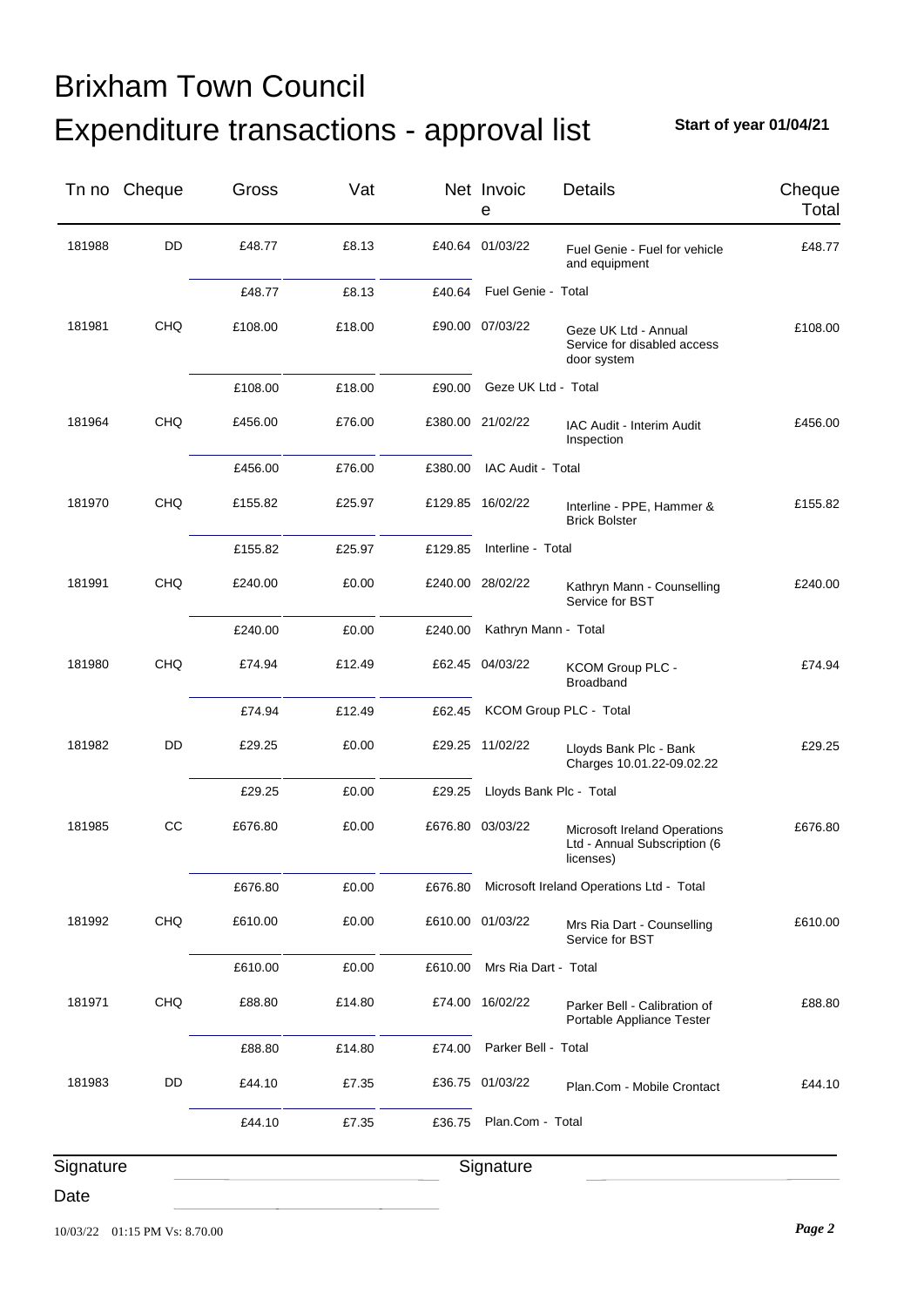# Brixham Town Council

# Expenditure transactions - approval list

**Start of year 01/04/21**

| Tn no | Cheque | Gross | Vat | Net | Invoice | Details | Cheque Total |
|---|---|---|---|---|---|---|---|
| 181988 | DD | £48.77 | £8.13 | £40.64 | 01/03/22 | Fuel Genie - Fuel for vehicle and equipment | £48.77 |
| | | £48.77 | £8.13 | £40.64 | Fuel Genie - Total | | |
| 181981 | CHQ | £108.00 | £18.00 | £90.00 | 07/03/22 | Geze UK Ltd - Annual Service for disabled access door system | £108.00 |
| | | £108.00 | £18.00 | £90.00 | Geze UK Ltd - Total | | |
| 181964 | CHQ | £456.00 | £76.00 | £380.00 | 21/02/22 | IAC Audit - Interim Audit Inspection | £456.00 |
| | | £456.00 | £76.00 | £380.00 | IAC Audit - Total | | |
| 181970 | CHQ | £155.82 | £25.97 | £129.85 | 16/02/22 | Interline - PPE, Hammer & Brick Bolster | £155.82 |
| | | £155.82 | £25.97 | £129.85 | Interline - Total | | |
| 181991 | CHQ | £240.00 | £0.00 | £240.00 | 28/02/22 | Kathryn Mann - Counselling Service for BST | £240.00 |
| | | £240.00 | £0.00 | £240.00 | Kathryn Mann - Total | | |
| 181980 | CHQ | £74.94 | £12.49 | £62.45 | 04/03/22 | KCOM Group PLC - Broadband | £74.94 |
| | | £74.94 | £12.49 | £62.45 | KCOM Group PLC - Total | | |
| 181982 | DD | £29.25 | £0.00 | £29.25 | 11/02/22 | Lloyds Bank Plc - Bank Charges 10.01.22-09.02.22 | £29.25 |
| | | £29.25 | £0.00 | £29.25 | Lloyds Bank Plc - Total | | |
| 181985 | CC | £676.80 | £0.00 | £676.80 | 03/03/22 | Microsoft Ireland Operations Ltd - Annual Subscription (6 licenses) | £676.80 |
| | | £676.80 | £0.00 | £676.80 | Microsoft Ireland Operations Ltd - Total | | |
| 181992 | CHQ | £610.00 | £0.00 | £610.00 | 01/03/22 | Mrs Ria Dart - Counselling Service for BST | £610.00 |
| | | £610.00 | £0.00 | £610.00 | Mrs Ria Dart - Total | | |
| 181971 | CHQ | £88.80 | £14.80 | £74.00 | 16/02/22 | Parker Bell - Calibration of Portable Appliance Tester | £88.80 |
| | | £88.80 | £14.80 | £74.00 | Parker Bell - Total | | |
| 181983 | DD | £44.10 | £7.35 | £36.75 | 01/03/22 | Plan.Com - Mobile Crontact | £44.10 |
| | | £44.10 | £7.35 | £36.75 | Plan.Com - Total | | |

Signature ____________________ Signature ____________________

Date ____________________

10/03/22 01:15 PM Vs: 8.70.00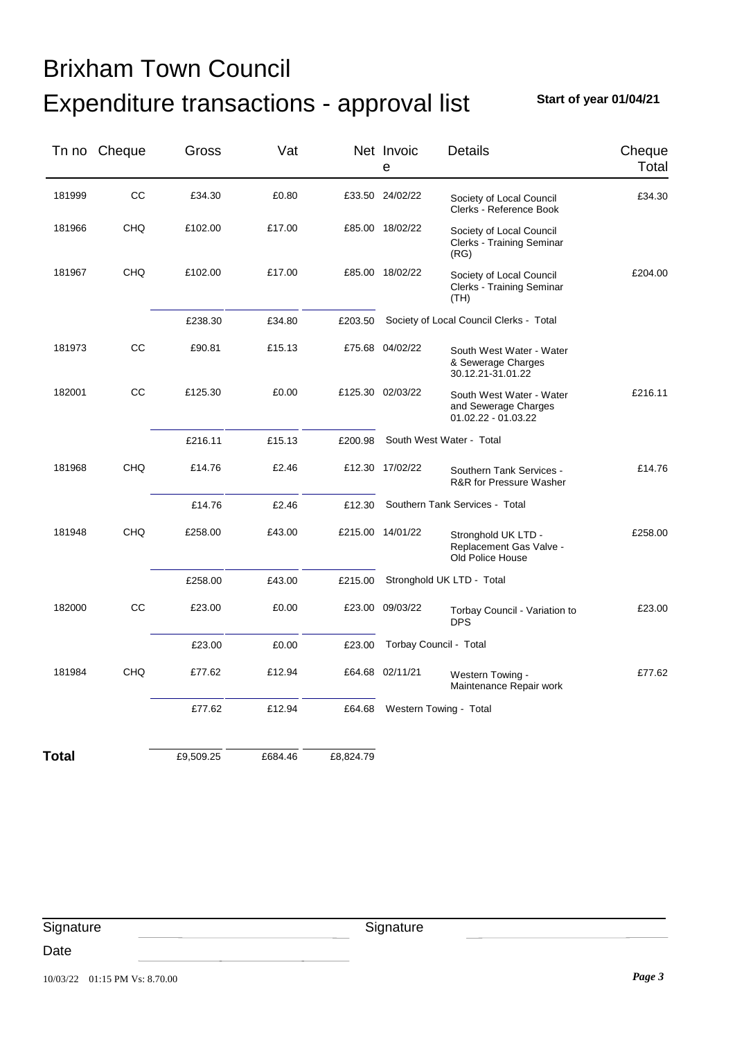# Brixham Town Council

## Expenditure transactions - approval list

**Start of year 01/04/21**

| Tn no | Cheque | Gross | Vat | Net | Invoice | Details | Cheque Total |
|---|---|---|---|---|---|---|---|
| 181999 | CC | £34.30 | £0.80 | £33.50 | 24/02/22 | Society of Local Council Clerks - Reference Book | £34.30 |
| 181966 | CHQ | £102.00 | £17.00 | £85.00 | 18/02/22 | Society of Local Council Clerks - Training Seminar (RG) | |
| 181967 | CHQ | £102.00 | £17.00 | £85.00 | 18/02/22 | Society of Local Council Clerks - Training Seminar (TH) | £204.00 |
| | | £238.30 | £34.80 | £203.50 | Society of Local Council Clerks - Total | | |
| 181973 | CC | £90.81 | £15.13 | £75.68 | 04/02/22 | South West Water - Water & Sewerage Charges 30.12.21-31.01.22 | |
| 182001 | CC | £125.30 | £0.00 | £125.30 | 02/03/22 | South West Water - Water and Sewerage Charges 01.02.22 - 01.03.22 | £216.11 |
| | | £216.11 | £15.13 | £200.98 | South West Water - Total | | |
| 181968 | CHQ | £14.76 | £2.46 | £12.30 | 17/02/22 | Southern Tank Services - R&R for Pressure Washer | £14.76 |
| | | £14.76 | £2.46 | £12.30 | Southern Tank Services - Total | | |
| 181948 | CHQ | £258.00 | £43.00 | £215.00 | 14/01/22 | Stronghold UK LTD - Replacement Gas Valve - Old Police House | £258.00 |
| | | £258.00 | £43.00 | £215.00 | Stronghold UK LTD - Total | | |
| 182000 | CC | £23.00 | £0.00 | £23.00 | 09/03/22 | Torbay Council - Variation to DPS | £23.00 |
| | | £23.00 | £0.00 | £23.00 | Torbay Council - Total | | |
| 181984 | CHQ | £77.62 | £12.94 | £64.68 | 02/11/21 | Western Towing - Maintenance Repair work | £77.62 |
| | | £77.62 | £12.94 | £64.68 | Western Towing - Total | | |
| **Total** | | £9,509.25 | £684.46 | £8,824.79 | | | |

Signature ______________________ Signature ______________________

Date ______________________

10/03/22 01:15 PM Vs: 8.70.00